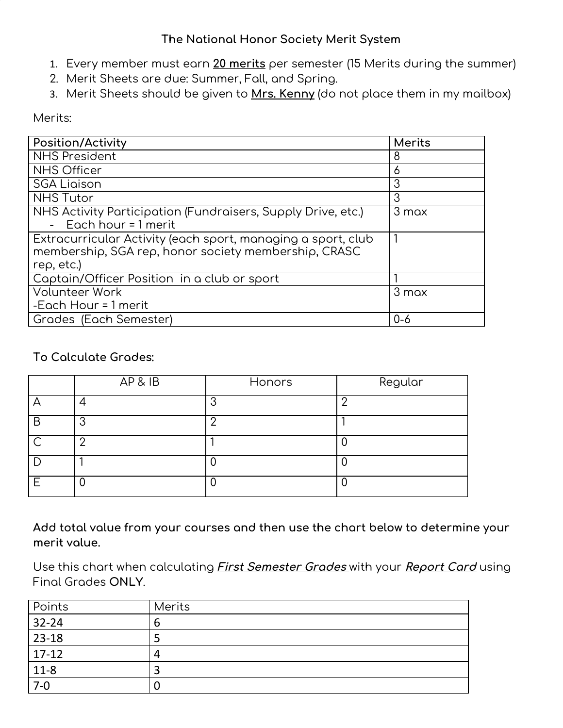# The National Honor Society Merit System

1. Every member must earn **20 merits** per semester (15 Merits during the summer)
2. Merit Sheets are due: Summer, Fall, and Spring.
3. Merit Sheets should be given to **Mrs. Kenny** (do not place them in my mailbox)

Merits:

| Position/Activity | Merits |
|---|---|
| NHS President | 8 |
| NHS Officer | 6 |
| SGA Liaison | 3 |
| NHS Tutor | 3 |
| NHS Activity Participation (Fundraisers, Supply Drive, etc.)<br>- Each hour = 1 merit | 3 max |
| Extracurricular Activity (each sport, managing a sport, club membership, SGA rep, honor society membership, CRASC rep, etc.) | 1 |
| Captain/Officer Position in a club or sport | 1 |
| Volunteer Work<br>-Each Hour = 1 merit | 3 max |
| Grades (Each Semester) | 0-6 |

**To Calculate Grades:**

| | AP & IB | Honors | Regular |
|---|---|---|---|
| A | 4 | 3 | 2 |
| B | 3 | 2 | 1 |
| C | 2 | 1 | 0 |
| D | 1 | 0 | 0 |
| E | 0 | 0 | 0 |

**Add total value from your courses and then use the chart below to determine your merit value.**

Use this chart when calculating ***First Semester Grades*** with your ***Report Card*** using Final Grades **ONLY**.

| Points | Merits |
|---|---|
| 32-24 | 6 |
| 23-18 | 5 |
| 17-12 | 4 |
| 11-8 | 3 |
| 7-0 | 0 |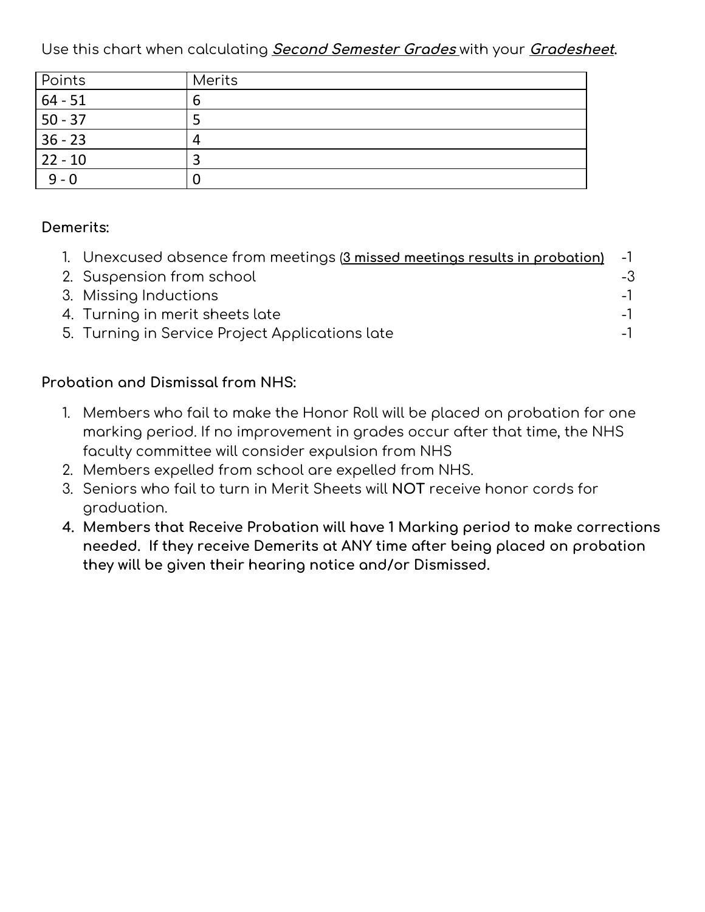Use this chart when calculating ***<u>Second Semester Grades</u>*** with your ***<u>Gradesheet</u>***.

| Points | Merits |
|---|---|
| 64 - 51 | 6 |
| 50 - 37 | 5 |
| 36 - 23 | 4 |
| 22 - 10 | 3 |
| 9 - 0 | 0 |

**Demerits:**

1. Unexcused absence from meetings (**<u>3 missed meetings results in probation)</u>** -1
2. Suspension from school -3
3. Missing Inductions -1
4. Turning in merit sheets late -1
5. Turning in Service Project Applications late -1

**Probation and Dismissal from NHS:**

1. Members who fail to make the Honor Roll will be placed on probation for one marking period. If no improvement in grades occur after that time, the NHS faculty committee will consider expulsion from NHS
2. Members expelled from school are expelled from NHS.
3. Seniors who fail to turn in Merit Sheets will **NOT** receive honor cords for graduation.
4. **Members that Receive Probation will have 1 Marking period to make corrections needed. If they receive Demerits at ANY time after being placed on probation they will be given their hearing notice and/or Dismissed.**